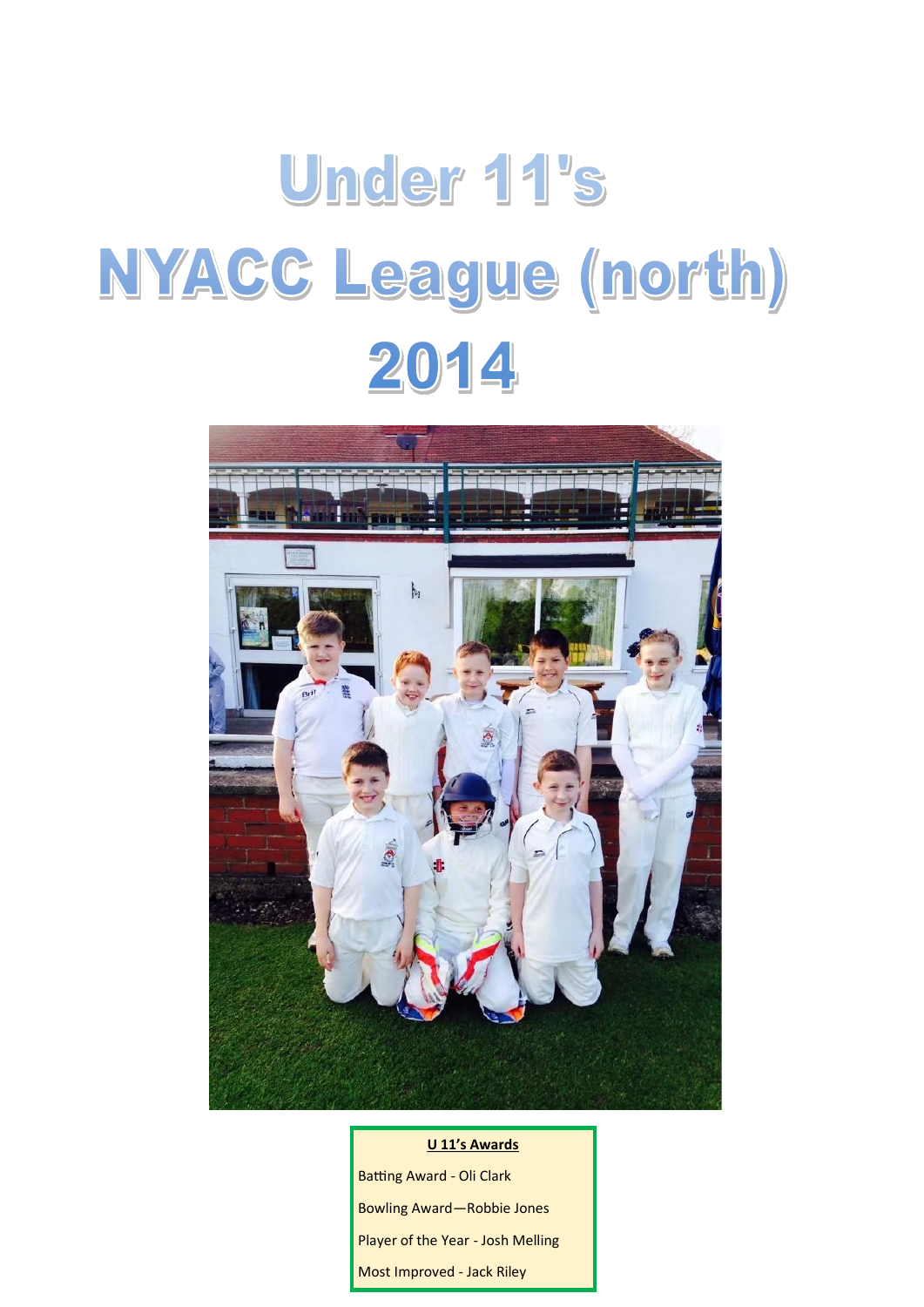# Under 11's
# NYACC League (north)
# 2014

**U 11's Awards**

Batting Award - Oli Clark

Bowling Award—Robbie Jones

Player of the Year - Josh Melling

Most Improved - Jack Riley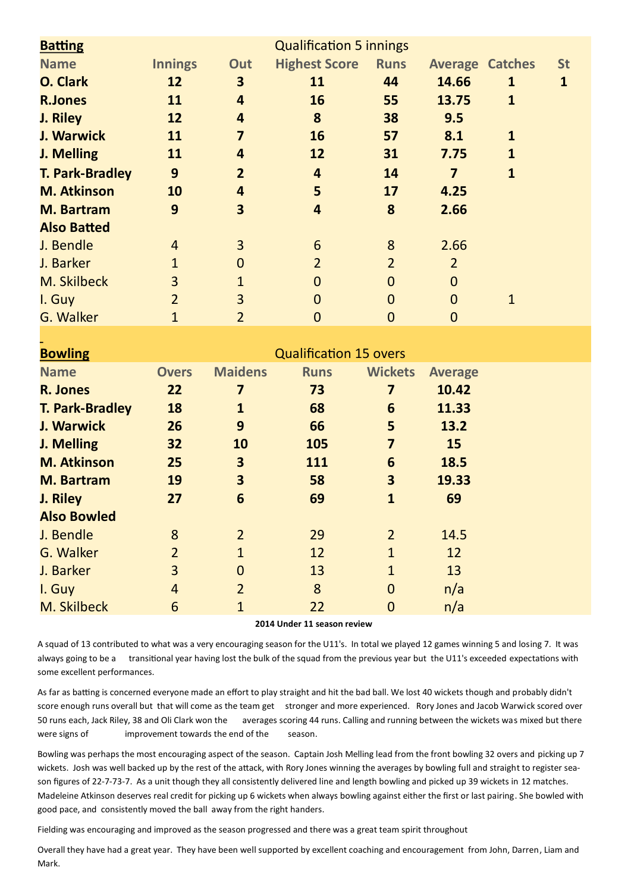## Batting

Qualification 5 innings

| Name | Innings | Out | Highest Score | Runs | Average | Catches | St |
|---|---|---|---|---|---|---|---|
| **O. Clark** | **12** | **3** | **11** | **44** | **14.66** | **1** | **1** |
| **R.Jones** | **11** | **4** | **16** | **55** | **13.75** | **1** | |
| **J. Riley** | **12** | **4** | **8** | **38** | **9.5** | | |
| **J. Warwick** | **11** | **7** | **16** | **57** | **8.1** | **1** | |
| **J. Melling** | **11** | **4** | **12** | **31** | **7.75** | **1** | |
| **T. Park-Bradley** | **9** | **2** | **4** | **14** | **7** | **1** | |
| **M. Atkinson** | **10** | **4** | **5** | **17** | **4.25** | | |
| **M. Bartram** | **9** | **3** | **4** | **8** | **2.66** | | |
| **Also Batted** | | | | | | | |
| J. Bendle | 4 | 3 | 6 | 8 | 2.66 | | |
| J. Barker | 1 | 0 | 2 | 2 | 2 | | |
| M. Skilbeck | 3 | 1 | 0 | 0 | 0 | | |
| I. Guy | 2 | 3 | 0 | 0 | 0 | 1 | |
| G. Walker | 1 | 2 | 0 | 0 | 0 | | |

## Bowling

Qualification 15 overs

| Name | Overs | Maidens | Runs | Wickets | Average |
|---|---|---|---|---|---|
| **R. Jones** | **22** | **7** | **73** | **7** | **10.42** |
| **T. Park-Bradley** | **18** | **1** | **68** | **6** | **11.33** |
| **J. Warwick** | **26** | **9** | **66** | **5** | **13.2** |
| **J. Melling** | **32** | **10** | **105** | **7** | **15** |
| **M. Atkinson** | **25** | **3** | **111** | **6** | **18.5** |
| **M. Bartram** | **19** | **3** | **58** | **3** | **19.33** |
| **J. Riley** | **27** | **6** | **69** | **1** | **69** |
| **Also Bowled** | | | | | |
| J. Bendle | 8 | 2 | 29 | 2 | 14.5 |
| G. Walker | 2 | 1 | 12 | 1 | 12 |
| J. Barker | 3 | 0 | 13 | 1 | 13 |
| I. Guy | 4 | 2 | 8 | 0 | n/a |
| M. Skilbeck | 6 | 1 | 22 | 0 | n/a |

**2014 Under 11 season review**

A squad of 13 contributed to what was a very encouraging season for the U11's. In total we played 12 games winning 5 and losing 7. It was always going to be a transitional year having lost the bulk of the squad from the previous year but the U11's exceeded expectations with some excellent performances.

As far as batting is concerned everyone made an effort to play straight and hit the bad ball. We lost 40 wickets though and probably didn't score enough runs overall but that will come as the team get stronger and more experienced. Rory Jones and Jacob Warwick scored over 50 runs each, Jack Riley, 38 and Oli Clark won the averages scoring 44 runs. Calling and running between the wickets was mixed but there were signs of improvement towards the end of the season.

Bowling was perhaps the most encouraging aspect of the season. Captain Josh Melling lead from the front bowling 32 overs and picking up 7 wickets. Josh was well backed up by the rest of the attack, with Rory Jones winning the averages by bowling full and straight to register season figures of 22-7-73-7. As a unit though they all consistently delivered line and length bowling and picked up 39 wickets in 12 matches. Madeleine Atkinson deserves real credit for picking up 6 wickets when always bowling against either the first or last pairing. She bowled with good pace, and consistently moved the ball away from the right handers.

Fielding was encouraging and improved as the season progressed and there was a great team spirit throughout

Overall they have had a great year. They have been well supported by excellent coaching and encouragement from John, Darren, Liam and Mark.